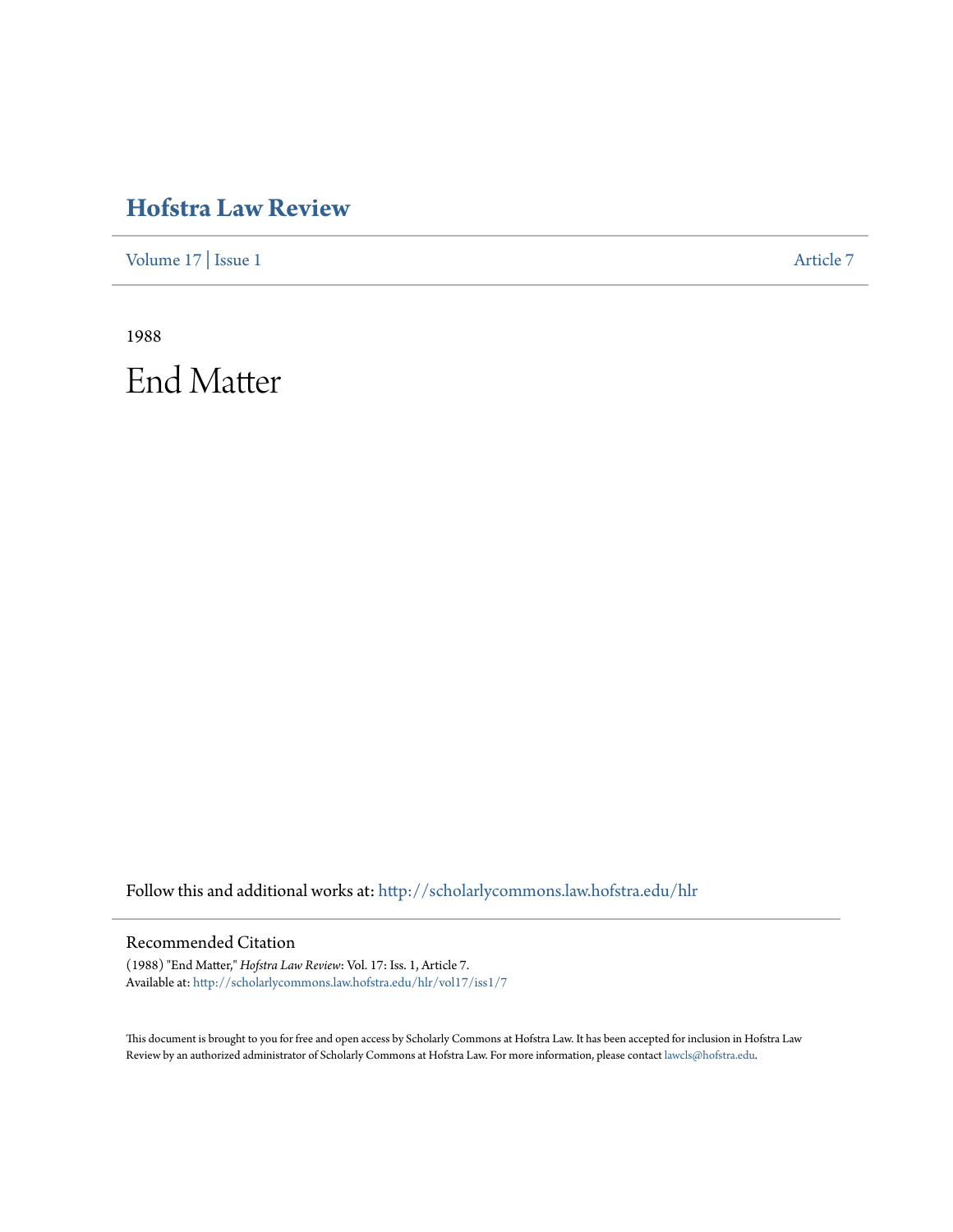# Hofstra Law Review

Volume 17 | Issue 1 Article 7

1988

# End Matter

Follow this and additional works at: http://scholarlycommons.law.hofstra.edu/hlr

## Recommended Citation

(1988) "End Matter," *Hofstra Law Review*: Vol. 17: Iss. 1, Article 7.
Available at: http://scholarlycommons.law.hofstra.edu/hlr/vol17/iss1/7

This document is brought to you for free and open access by Scholarly Commons at Hofstra Law. It has been accepted for inclusion in Hofstra Law Review by an authorized administrator of Scholarly Commons at Hofstra Law. For more information, please contact lawcls@hofstra.edu.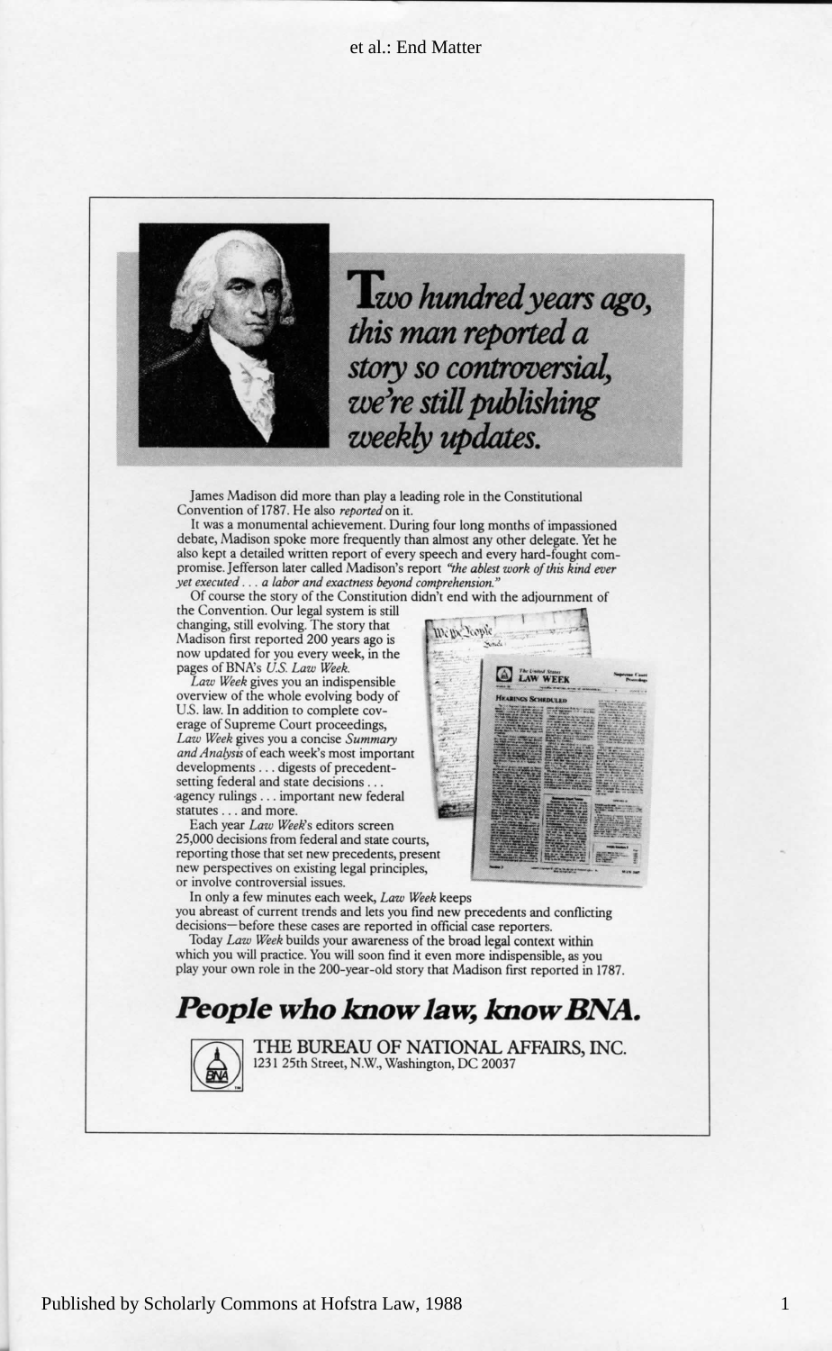# *Two hundred years ago, this man reported a story so controversial, we're still publishing weekly updates.*

James Madison did more than play a leading role in the Constitutional Convention of 1787. He also *reported* on it.

It was a monumental achievement. During four long months of impassioned debate, Madison spoke more frequently than almost any other delegate. Yet he also kept a detailed written report of every speech and every hard-fought compromise. Jefferson later called Madison's report *"the ablest work of this kind ever yet executed . . . a labor and exactness beyond comprehension."*

Of course the story of the Constitution didn't end with the adjournment of the Convention. Our legal system is still changing, still evolving. The story that Madison first reported 200 years ago is now updated for you every week, in the pages of BNA's *U.S. Law Week.*

*Law Week* gives you an indispensible overview of the whole evolving body of U.S. law. In addition to complete coverage of Supreme Court proceedings, *Law Week* gives you a concise *Summary and Analysis* of each week's most important developments . . . digests of precedent-setting federal and state decisions . . . agency rulings . . . important new federal statutes . . . and more.

Each year *Law Week*'s editors screen 25,000 decisions from federal and state courts, reporting those that set new precedents, present new perspectives on existing legal principles, or involve controversial issues.

In only a few minutes each week, *Law Week* keeps you abreast of current trends and lets you find new precedents and conflicting decisions—before these cases are reported in official case reporters.

Today *Law Week* builds your awareness of the broad legal context within which you will practice. You will soon find it even more indispensible, as you play your own role in the 200-year-old story that Madison first reported in 1787.

## *People who know law, know BNA.*

THE BUREAU OF NATIONAL AFFAIRS, INC.
1231 25th Street, N.W., Washington, DC 20037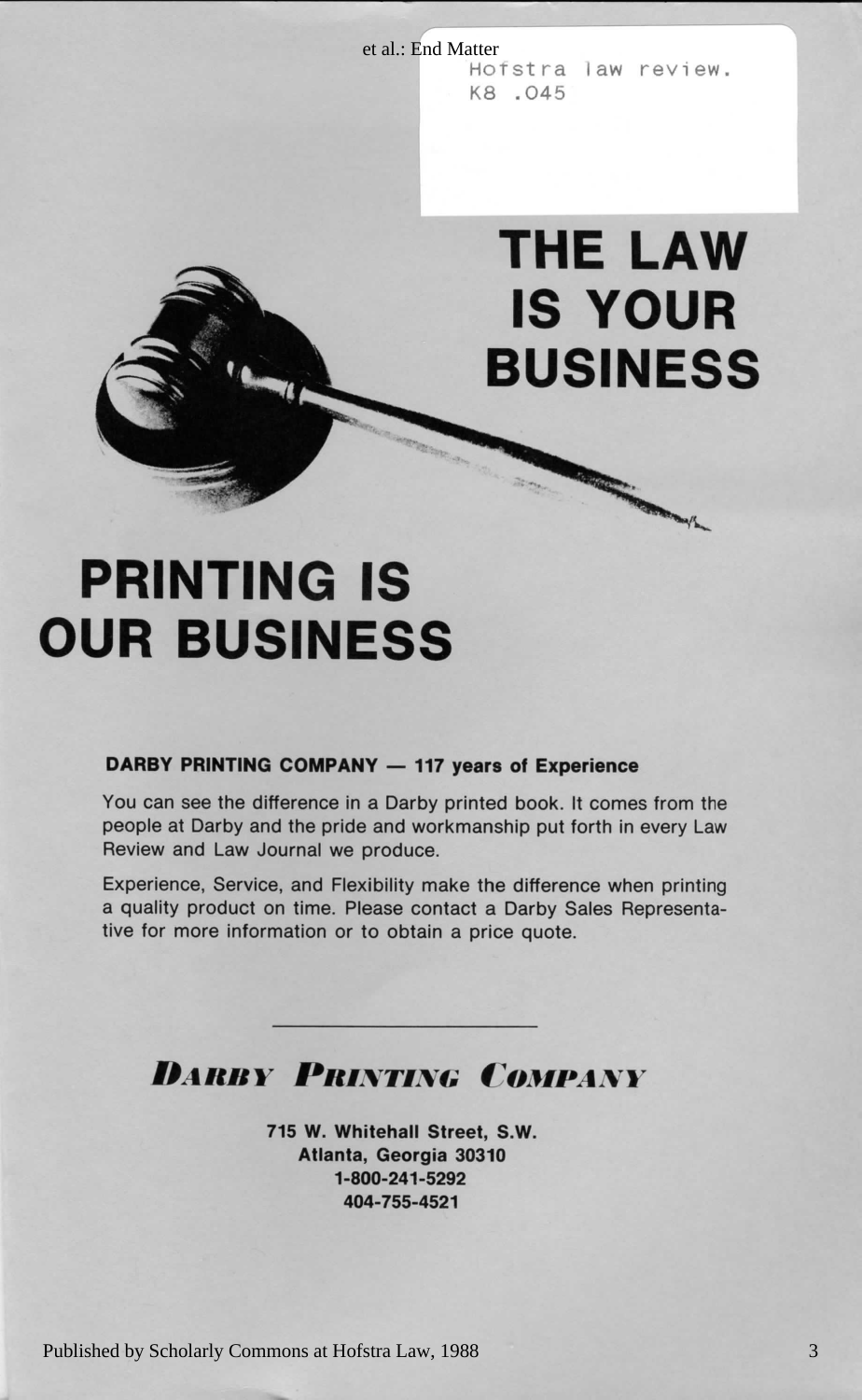Hofstra law review.
K8 .O45

# THE LAW IS YOUR BUSINESS

# PRINTING IS OUR BUSINESS

**DARBY PRINTING COMPANY — 117 years of Experience**

You can see the difference in a Darby printed book. It comes from the people at Darby and the pride and workmanship put forth in every Law Review and Law Journal we produce.

Experience, Service, and Flexibility make the difference when printing a quality product on time. Please contact a Darby Sales Representative for more information or to obtain a price quote.

---

## *DARBY PRINTING COMPANY*

**715 W. Whitehall Street, S.W.**
**Atlanta, Georgia 30310**
**1-800-241-5292**
**404-755-4521**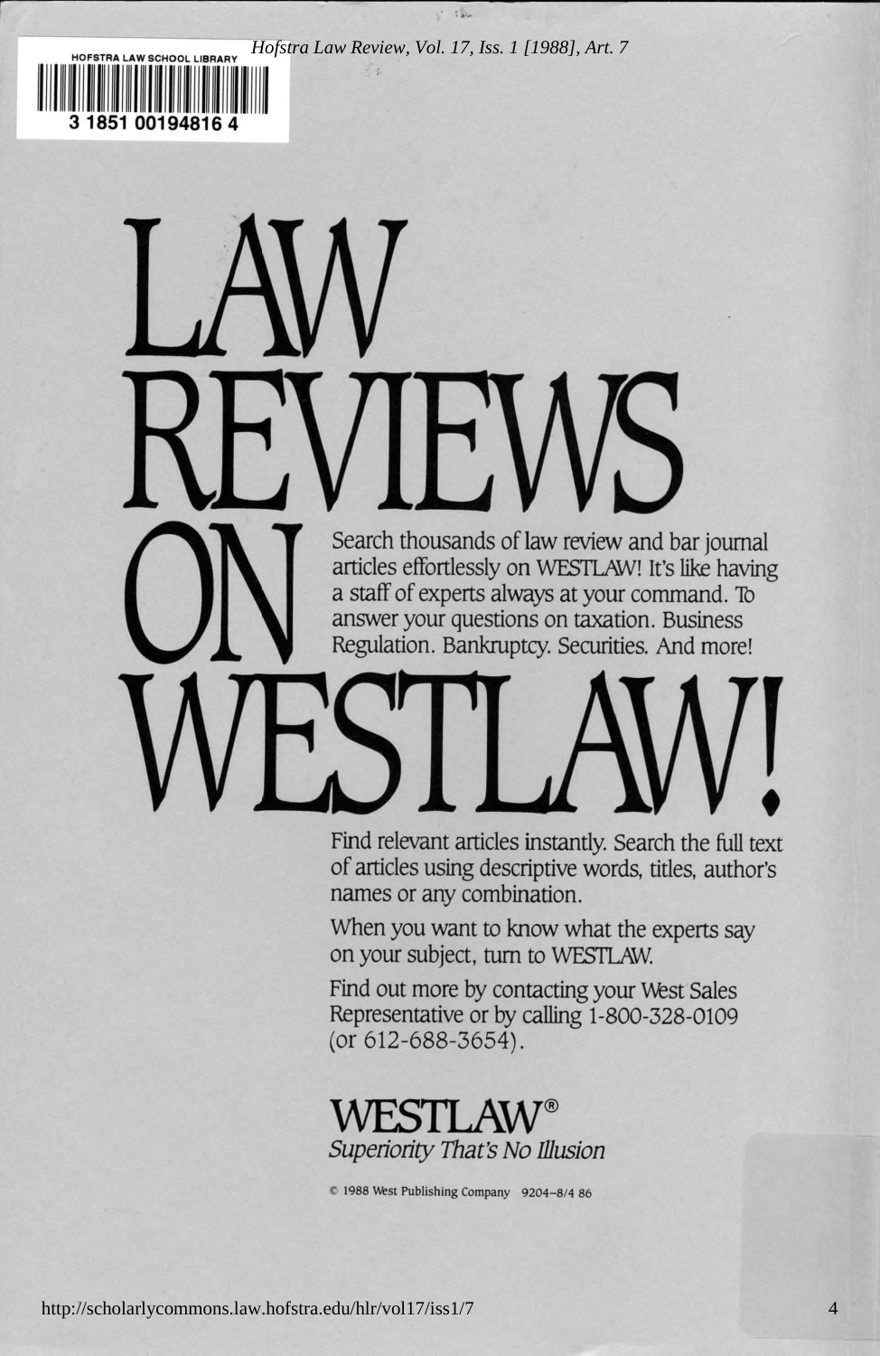# LAW REVIEWS ON WESTLAW!

Search thousands of law review and bar journal articles effortlessly on WESTLAW! It's like having a staff of experts always at your command. To answer your questions on taxation. Business Regulation. Bankruptcy. Securities. And more!

Find relevant articles instantly. Search the full text of articles using descriptive words, titles, author's names or any combination.

When you want to know what the experts say on your subject, turn to WESTLAW.

Find out more by contacting your West Sales Representative or by calling 1-800-328-0109 (or 612-688-3654).

**WESTLAW®**
*Superiority That's No Illusion*

© 1988 West Publishing Company 9204–8/4 86